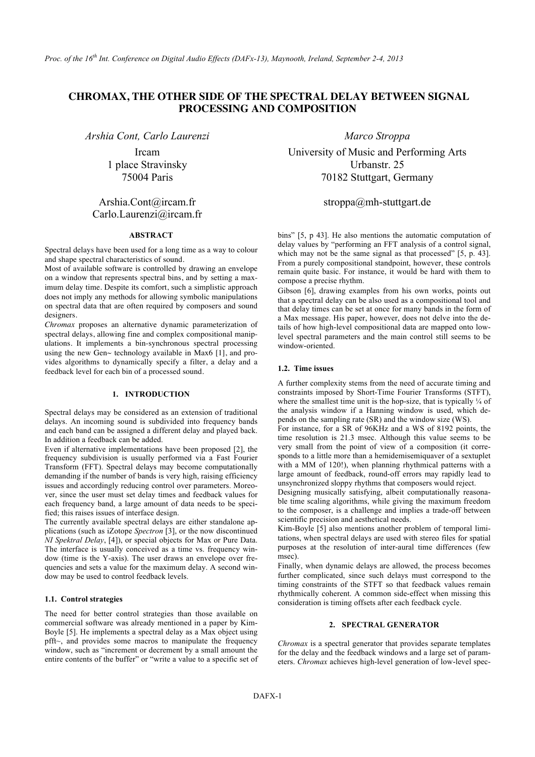# CHROMAX, THE OTHER SIDE OF THE SPECTRAL DELAY BETWEEN SIGNAL PROCESSING AND COMPOSITION

*Arshia Cont, Carlo Laurenzi*

Ircam
1 place Stravinsky
75004 Paris

Arshia.Cont@ircam.fr
Carlo.Laurenzi@ircam.fr

*Marco Stroppa*

University of Music and Performing Arts
Urbanstr. 25
70182 Stuttgart, Germany

stroppa@mh-stuttgart.de

## ABSTRACT

Spectral delays have been used for a long time as a way to colour and shape spectral characteristics of sound.

Most of available software is controlled by drawing an envelope on a window that represents spectral bins, and by setting a maximum delay time. Despite its comfort, such a simplistic approach does not imply any methods for allowing symbolic manipulations on spectral data that are often required by composers and sound designers.

*Chromax* proposes an alternative dynamic parameterization of spectral delays, allowing fine and complex compositional manipulations. It implements a bin-synchronous spectral processing using the new Gen~ technology available in Max6 [1], and provides algorithms to dynamically specify a filter, a delay and a feedback level for each bin of a processed sound.

## 1. INTRODUCTION

Spectral delays may be considered as an extension of traditional delays. An incoming sound is subdivided into frequency bands and each band can be assigned a different delay and played back. In addition a feedback can be added.

Even if alternative implementations have been proposed [2], the frequency subdivision is usually performed via a Fast Fourier Transform (FFT). Spectral delays may become computationally demanding if the number of bands is very high, raising efficiency issues and accordingly reducing control over parameters. Moreover, since the user must set delay times and feedback values for each frequency band, a large amount of data needs to be specified; this raises issues of interface design.

The currently available spectral delays are either standalone applications (such as iZotope *Spectron* [3], or the now discontinued *NI Spektral Delay*, [4]), or special objects for Max or Pure Data. The interface is usually conceived as a time vs. frequency window (time is the Y-axis). The user draws an envelope over frequencies and sets a value for the maximum delay. A second window may be used to control feedback levels.

### 1.1. Control strategies

The need for better control strategies than those available on commercial software was already mentioned in a paper by Kim-Boyle [5]. He implements a spectral delay as a Max object using pfft~, and provides some macros to manipulate the frequency window, such as "increment or decrement by a small amount the entire contents of the buffer" or "write a value to a specific set of bins" [5, p 43]. He also mentions the automatic computation of delay values by "performing an FFT analysis of a control signal, which may not be the same signal as that processed" [5, p. 43]. From a purely compositional standpoint, however, these controls remain quite basic. For instance, it would be hard with them to compose a precise rhythm.

Gibson [6], drawing examples from his own works, points out that a spectral delay can be also used as a compositional tool and that delay times can be set at once for many bands in the form of a Max message. His paper, however, does not delve into the details of how high-level compositional data are mapped onto low-level spectral parameters and the main control still seems to be window-oriented.

### 1.2. Time issues

A further complexity stems from the need of accurate timing and constraints imposed by Short-Time Fourier Transforms (STFT), where the smallest time unit is the hop-size, that is typically ¼ of the analysis window if a Hanning window is used, which depends on the sampling rate (SR) and the window size (WS).

For instance, for a SR of 96KHz and a WS of 8192 points, the time resolution is 21.3 msec. Although this value seems to be very small from the point of view of a composition (it corresponds to a little more than a hemidemisemiquaver of a sextuplet with a MM of 120!), when planning rhythmical patterns with a large amount of feedback, round-off errors may rapidly lead to unsynchronized sloppy rhythms that composers would reject.

Designing musically satisfying, albeit computationally reasonable time scaling algorithms, while giving the maximum freedom to the composer, is a challenge and implies a trade-off between scientific precision and aesthetical needs.

Kim-Boyle [5] also mentions another problem of temporal limitations, when spectral delays are used with stereo files for spatial purposes at the resolution of inter-aural time differences (few msec).

Finally, when dynamic delays are allowed, the process becomes further complicated, since such delays must correspond to the timing constraints of the STFT so that feedback values remain rhythmically coherent. A common side-effect when missing this consideration is timing offsets after each feedback cycle.

## 2. SPECTRAL GENERATOR

*Chromax* is a spectral generator that provides separate templates for the delay and the feedback windows and a large set of parameters. *Chromax* achieves high-level generation of low-level spec-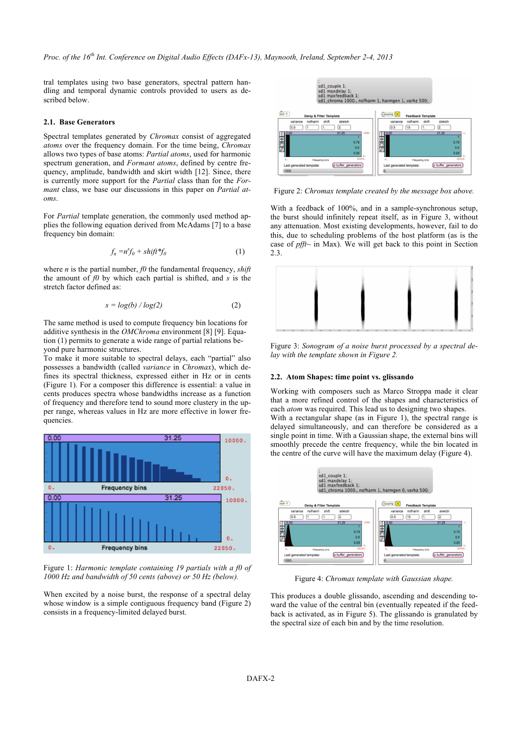tral templates using two base generators, spectral pattern handling and temporal dynamic controls provided to users as described below.

### 2.1. Base Generators

Spectral templates generated by *Chromax* consist of aggregated *atoms* over the frequency domain. For the time being, *Chromax* allows two types of base atoms: *Partial atoms*, used for harmonic spectrum generation, and *Formant atoms*, defined by centre frequency, amplitude, bandwidth and skirt width [12]. Since, there is currently more support for the *Partial* class than for the *Formant* class, we base our discussions in this paper on *Partial atoms*.

For *Partial* template generation, the commonly used method applies the following equation derived from McAdams [7] to a base frequency bin domain:

$$f_n = n^s f_0 + shift * f_0 \tag{1}$$

where $n$ is the partial number, $f0$ the fundamental frequency, *shift* the amount of $f0$ by which each partial is shifted, and $s$ is the stretch factor defined as:

$$s = \log(b) / \log(2) \tag{2}$$

The same method is used to compute frequency bin locations for additive synthesis in the *OMChroma* environment [8] [9]. Equation (1) permits to generate a wide range of partial relations beyond pure harmonic structures.

To make it more suitable to spectral delays, each "partial" also possesses a bandwidth (called *variance* in *Chromax*), which defines its spectral thickness, expressed either in Hz or in cents (Figure 1). For a composer this difference is essential: a value in cents produces spectra whose bandwidths increase as a function of frequency and therefore tend to sound more clustery in the upper range, whereas values in Hz are more effective in lower frequencies.

Figure 1: *Harmonic template containing 19 partials with a f0 of 1000 Hz and bandwidth of 50 cents (above) or 50 Hz (below).*

When excited by a noise burst, the response of a spectral delay whose window is a simple contiguous frequency band (Figure 2) consists in a frequency-limited delayed burst.

Figure 2: *Chromax template created by the message box above.*

With a feedback of 100%, and in a sample-synchronous setup, the burst should infinitely repeat itself, as in Figure 3, without any attenuation. Most existing developments, however, fail to do this, due to scheduling problems of the host platform (as is the case of *pfft~* in Max). We will get back to this point in Section 2.3.

Figure 3: *Sonogram of a noise burst processed by a spectral delay with the template shown in Figure 2.*

### 2.2. Atom Shapes: time point vs. glissando

Working with composers such as Marco Stroppa made it clear that a more refined control of the shapes and characteristics of each *atom* was required. This lead us to designing two shapes. With a rectangular shape (as in Figure 1), the spectral range is delayed simultaneously, and can therefore be considered as a single point in time. With a Gaussian shape, the external bins will smoothly precede the centre frequency, while the bin located in the centre of the curve will have the maximum delay (Figure 4).

Figure 4: *Chromax template with Gaussian shape.*

This produces a double glissando, ascending and descending toward the value of the central bin (eventually repeated if the feedback is activated, as in Figure 5). The glissando is granulated by the spectral size of each bin and by the time resolution.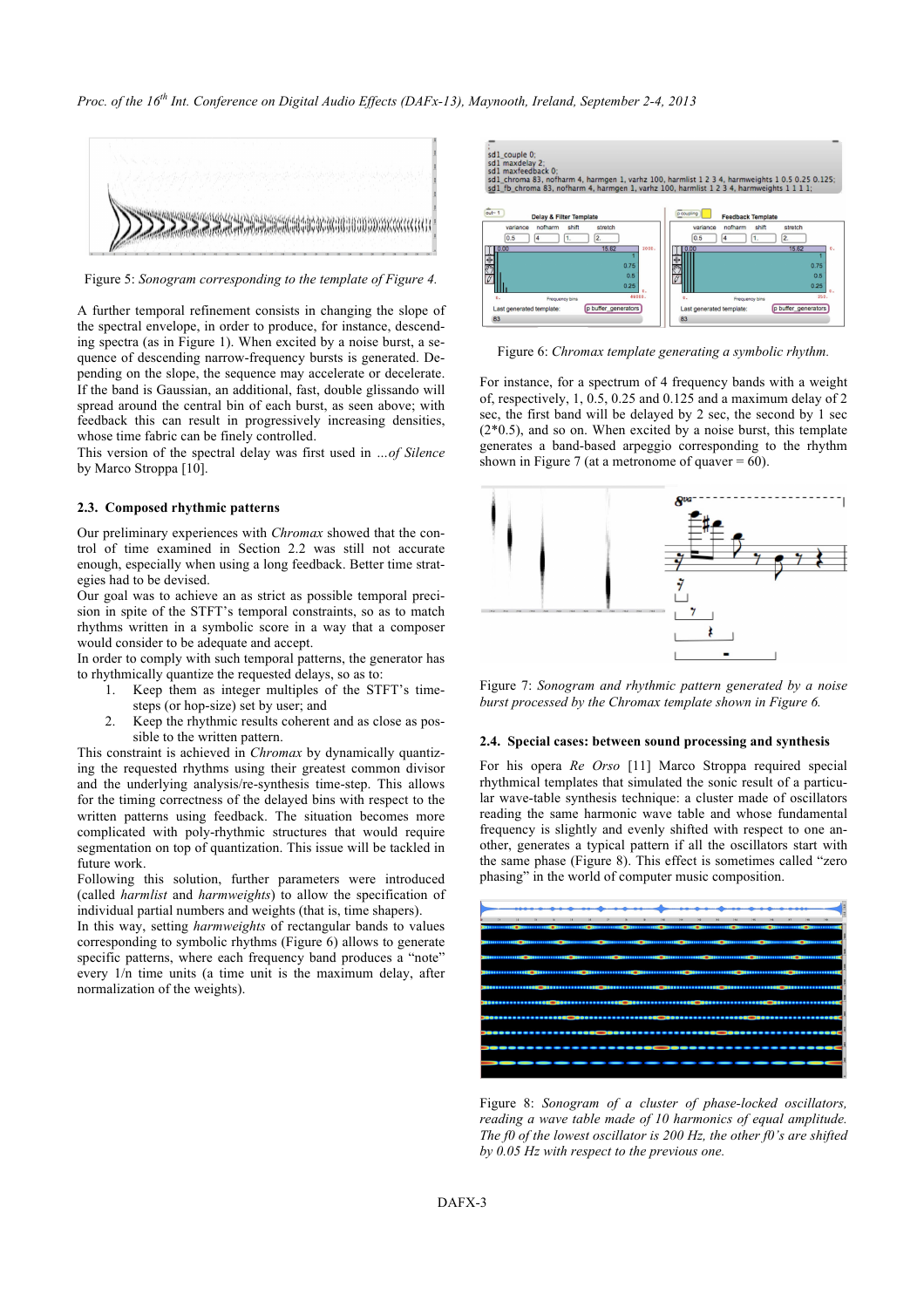Figure 5: *Sonogram corresponding to the template of Figure 4.*

A further temporal refinement consists in changing the slope of the spectral envelope, in order to produce, for instance, descending spectra (as in Figure 1). When excited by a noise burst, a sequence of descending narrow-frequency bursts is generated. Depending on the slope, the sequence may accelerate or decelerate. If the band is Gaussian, an additional, fast, double glissando will spread around the central bin of each burst, as seen above; with feedback this can result in progressively increasing densities, whose time fabric can be finely controlled.

This version of the spectral delay was first used in *...of Silence* by Marco Stroppa [10].

### 2.3. Composed rhythmic patterns

Our preliminary experiences with *Chromax* showed that the control of time examined in Section 2.2 was still not accurate enough, especially when using a long feedback. Better time strategies had to be devised.

Our goal was to achieve an as strict as possible temporal precision in spite of the STFT's temporal constraints, so as to match rhythms written in a symbolic score in a way that a composer would consider to be adequate and accept.

In order to comply with such temporal patterns, the generator has to rhythmically quantize the requested delays, so as to:

1. Keep them as integer multiples of the STFT's time-steps (or hop-size) set by user; and
2. Keep the rhythmic results coherent and as close as possible to the written pattern.

This constraint is achieved in *Chromax* by dynamically quantizing the requested rhythms using their greatest common divisor and the underlying analysis/re-synthesis time-step. This allows for the timing correctness of the delayed bins with respect to the written patterns using feedback. The situation becomes more complicated with poly-rhythmic structures that would require segmentation on top of quantization. This issue will be tackled in future work.

Following this solution, further parameters were introduced (called *harmlist* and *harmweights*) to allow the specification of individual partial numbers and weights (that is, time shapers).

In this way, setting *harmweights* of rectangular bands to values corresponding to symbolic rhythms (Figure 6) allows to generate specific patterns, where each frequency band produces a "note" every 1/n time units (a time unit is the maximum delay, after normalization of the weights).

```
;
sd1_couple 0;
sd1 maxdelay 2;
sd1 maxfeedback 0;
sd1_chroma 83, nofharm 4, harmgen 1, varhz 100, harmlist 1 2 3 4, harmweights 1 0.5 0.25 0.125;
sd1_fb_chroma 83, nofharm 4, harmgen 1, varhz 100, harmlist 1 2 3 4, harmweights 1 1 1 1;
```

Figure 6: *Chromax template generating a symbolic rhythm.*

For instance, for a spectrum of 4 frequency bands with a weight of, respectively, 1, 0.5, 0.25 and 0.125 and a maximum delay of 2 sec, the first band will be delayed by 2 sec, the second by 1 sec (2*0.5), and so on. When excited by a noise burst, this template generates a band-based arpeggio corresponding to the rhythm shown in Figure 7 (at a metronome of quaver = 60).

Figure 7: *Sonogram and rhythmic pattern generated by a noise burst processed by the Chromax template shown in Figure 6.*

### 2.4. Special cases: between sound processing and synthesis

For his opera *Re Orso* [11] Marco Stroppa required special rhythmical templates that simulated the sonic result of a particular wave-table synthesis technique: a cluster made of oscillators reading the same harmonic wave table and whose fundamental frequency is slightly and evenly shifted with respect to one another, generates a typical pattern if all the oscillators start with the same phase (Figure 8). This effect is sometimes called "zero phasing" in the world of computer music composition.

Figure 8: *Sonogram of a cluster of phase-locked oscillators, reading a wave table made of 10 harmonics of equal amplitude. The f0 of the lowest oscillator is 200 Hz, the other f0's are shifted by 0.05 Hz with respect to the previous one.*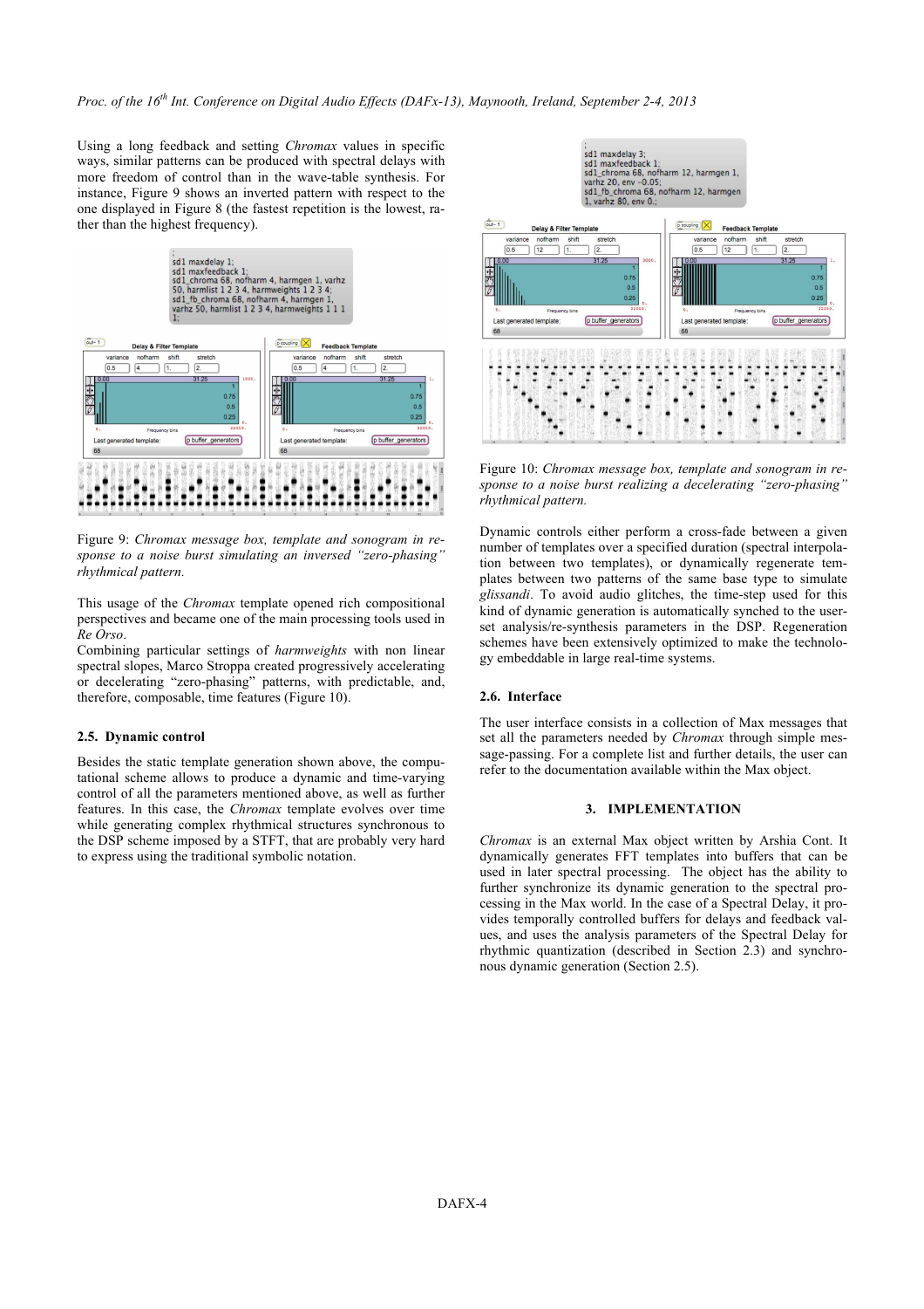Using a long feedback and setting *Chromax* values in specific ways, similar patterns can be produced with spectral delays with more freedom of control than in the wave-table synthesis. For instance, Figure 9 shows an inverted pattern with respect to the one displayed in Figure 8 (the fastest repetition is the lowest, rather than the highest frequency).

Figure 9: *Chromax message box, template and sonogram in response to a noise burst simulating an inversed "zero-phasing" rhythmical pattern.*

This usage of the *Chromax* template opened rich compositional perspectives and became one of the main processing tools used in *Re Orso*.

Combining particular settings of *harmweights* with non linear spectral slopes, Marco Stroppa created progressively accelerating or decelerating "zero-phasing" patterns, with predictable, and, therefore, composable, time features (Figure 10).

### 2.5. Dynamic control

Besides the static template generation shown above, the computational scheme allows to produce a dynamic and time-varying control of all the parameters mentioned above, as well as further features. In this case, the *Chromax* template evolves over time while generating complex rhythmical structures synchronous to the DSP scheme imposed by a STFT, that are probably very hard to express using the traditional symbolic notation.

Figure 10: *Chromax message box, template and sonogram in response to a noise burst realizing a decelerating "zero-phasing" rhythmical pattern.*

Dynamic controls either perform a cross-fade between a given number of templates over a specified duration (spectral interpolation between two templates), or dynamically regenerate templates between two patterns of the same base type to simulate *glissandi*. To avoid audio glitches, the time-step used for this kind of dynamic generation is automatically synched to the user-set analysis/re-synthesis parameters in the DSP. Regeneration schemes have been extensively optimized to make the technology embeddable in large real-time systems.

### 2.6. Interface

The user interface consists in a collection of Max messages that set all the parameters needed by *Chromax* through simple message-passing. For a complete list and further details, the user can refer to the documentation available within the Max object.

## 3. IMPLEMENTATION

*Chromax* is an external Max object written by Arshia Cont. It dynamically generates FFT templates into buffers that can be used in later spectral processing. The object has the ability to further synchronize its dynamic generation to the spectral processing in the Max world. In the case of a Spectral Delay, it provides temporally controlled buffers for delays and feedback values, and uses the analysis parameters of the Spectral Delay for rhythmic quantization (described in Section 2.3) and synchronous dynamic generation (Section 2.5).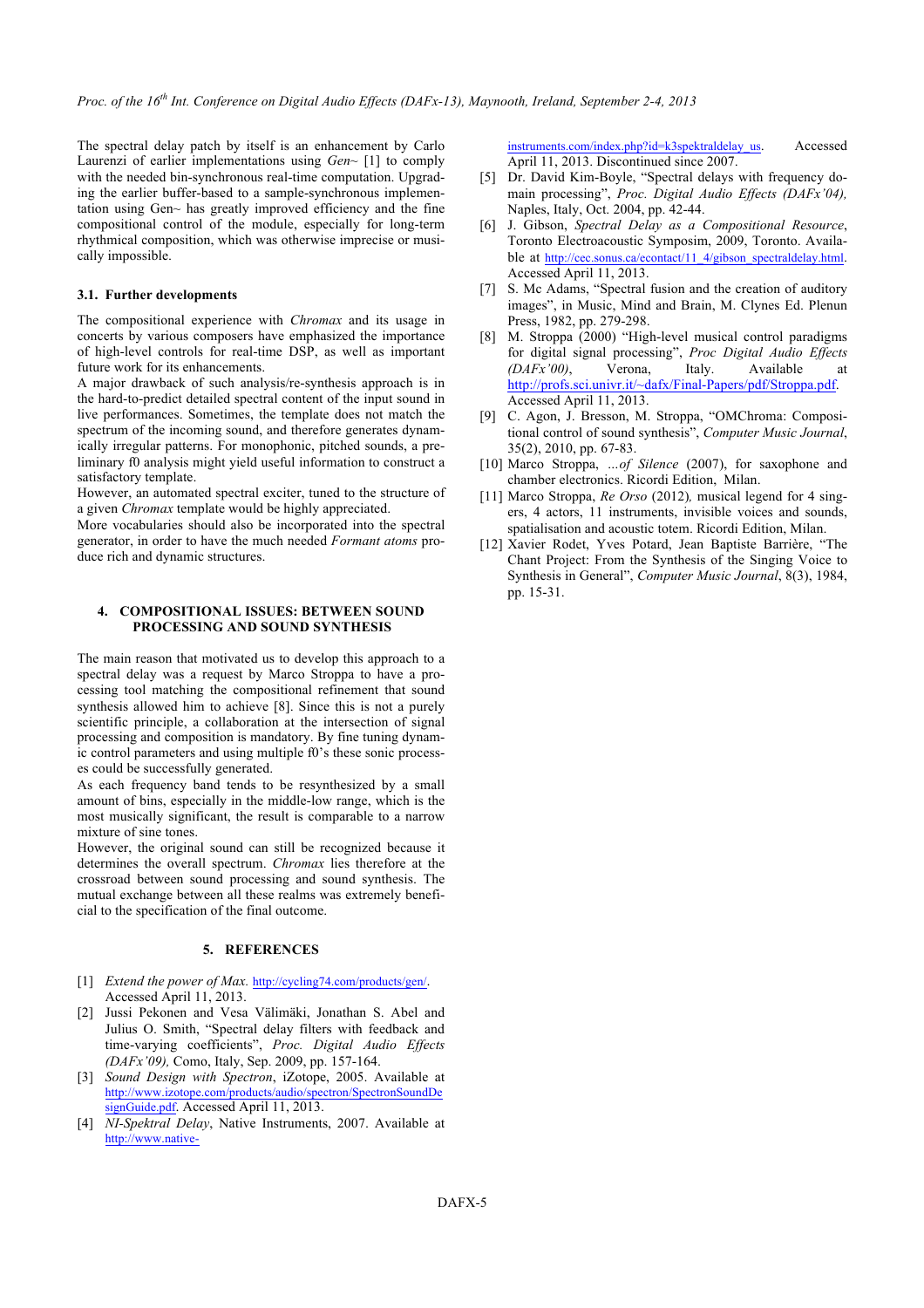The spectral delay patch by itself is an enhancement by Carlo Laurenzi of earlier implementations using *Gen~* [1] to comply with the needed bin-synchronous real-time computation. Upgrading the earlier buffer-based to a sample-synchronous implementation using Gen~ has greatly improved efficiency and the fine compositional control of the module, especially for long-term rhythmical composition, which was otherwise imprecise or musically impossible.

### 3.1. Further developments

The compositional experience with *Chromax* and its usage in concerts by various composers have emphasized the importance of high-level controls for real-time DSP, as well as important future work for its enhancements.

A major drawback of such analysis/re-synthesis approach is in the hard-to-predict detailed spectral content of the input sound in live performances. Sometimes, the template does not match the spectrum of the incoming sound, and therefore generates dynamically irregular patterns. For monophonic, pitched sounds, a preliminary f0 analysis might yield useful information to construct a satisfactory template.

However, an automated spectral exciter, tuned to the structure of a given *Chromax* template would be highly appreciated.

More vocabularies should also be incorporated into the spectral generator, in order to have the much needed *Formant atoms* produce rich and dynamic structures.

## 4. COMPOSITIONAL ISSUES: BETWEEN SOUND PROCESSING AND SOUND SYNTHESIS

The main reason that motivated us to develop this approach to a spectral delay was a request by Marco Stroppa to have a processing tool matching the compositional refinement that sound synthesis allowed him to achieve [8]. Since this is not a purely scientific principle, a collaboration at the intersection of signal processing and composition is mandatory. By fine tuning dynamic control parameters and using multiple f0's these sonic processes could be successfully generated.

As each frequency band tends to be resynthesized by a small amount of bins, especially in the middle-low range, which is the most musically significant, the result is comparable to a narrow mixture of sine tones.

However, the original sound can still be recognized because it determines the overall spectrum. *Chromax* lies therefore at the crossroad between sound processing and sound synthesis. The mutual exchange between all these realms was extremely beneficial to the specification of the final outcome.

## 5. REFERENCES

[1] *Extend the power of Max.* http://cycling74.com/products/gen/. Accessed April 11, 2013.

[2] Jussi Pekonen and Vesa Välimäki, Jonathan S. Abel and Julius O. Smith, "Spectral delay filters with feedback and time-varying coefficients", *Proc. Digital Audio Effects (DAFx'09),* Como, Italy, Sep. 2009, pp. 157-164.

[3] *Sound Design with Spectron*, iZotope, 2005. Available at http://www.izotope.com/products/audio/spectron/SpectronSoundDesignGuide.pdf. Accessed April 11, 2013.

[4] *NI-Spektral Delay*, Native Instruments, 2007. Available at http://www.native-instruments.com/index.php?id=k3spektraldelay_us. Accessed April 11, 2013. Discontinued since 2007.

[5] Dr. David Kim-Boyle, "Spectral delays with frequency domain processing", *Proc. Digital Audio Effects (DAFx'04),* Naples, Italy, Oct. 2004, pp. 42-44.

[6] J. Gibson, *Spectral Delay as a Compositional Resource*, Toronto Electroacoustic Symposim, 2009, Toronto. Available at http://cec.sonus.ca/econtact/11_4/gibson_spectraldelay.html. Accessed April 11, 2013.

[7] S. Mc Adams, "Spectral fusion and the creation of auditory images", in Music, Mind and Brain, M. Clynes Ed. Plenun Press, 1982, pp. 279-298.

[8] M. Stroppa (2000) "High-level musical control paradigms for digital signal processing", *Proc Digital Audio Effects (DAFx'00)*, Verona, Italy. Available at http://profs.sci.univr.it/~dafx/Final-Papers/pdf/Stroppa.pdf. Accessed April 11, 2013.

[9] C. Agon, J. Bresson, M. Stroppa, "OMChroma: Compositional control of sound synthesis", *Computer Music Journal*, 35(2), 2010, pp. 67-83.

[10] Marco Stroppa, *…of Silence* (2007), for saxophone and chamber electronics. Ricordi Edition, Milan.

[11] Marco Stroppa, *Re Orso* (2012)*,* musical legend for 4 singers, 4 actors, 11 instruments, invisible voices and sounds, spatialisation and acoustic totem. Ricordi Edition, Milan.

[12] Xavier Rodet, Yves Potard, Jean Baptiste Barrière, "The Chant Project: From the Synthesis of the Singing Voice to Synthesis in General", *Computer Music Journal*, 8(3), 1984, pp. 15-31.